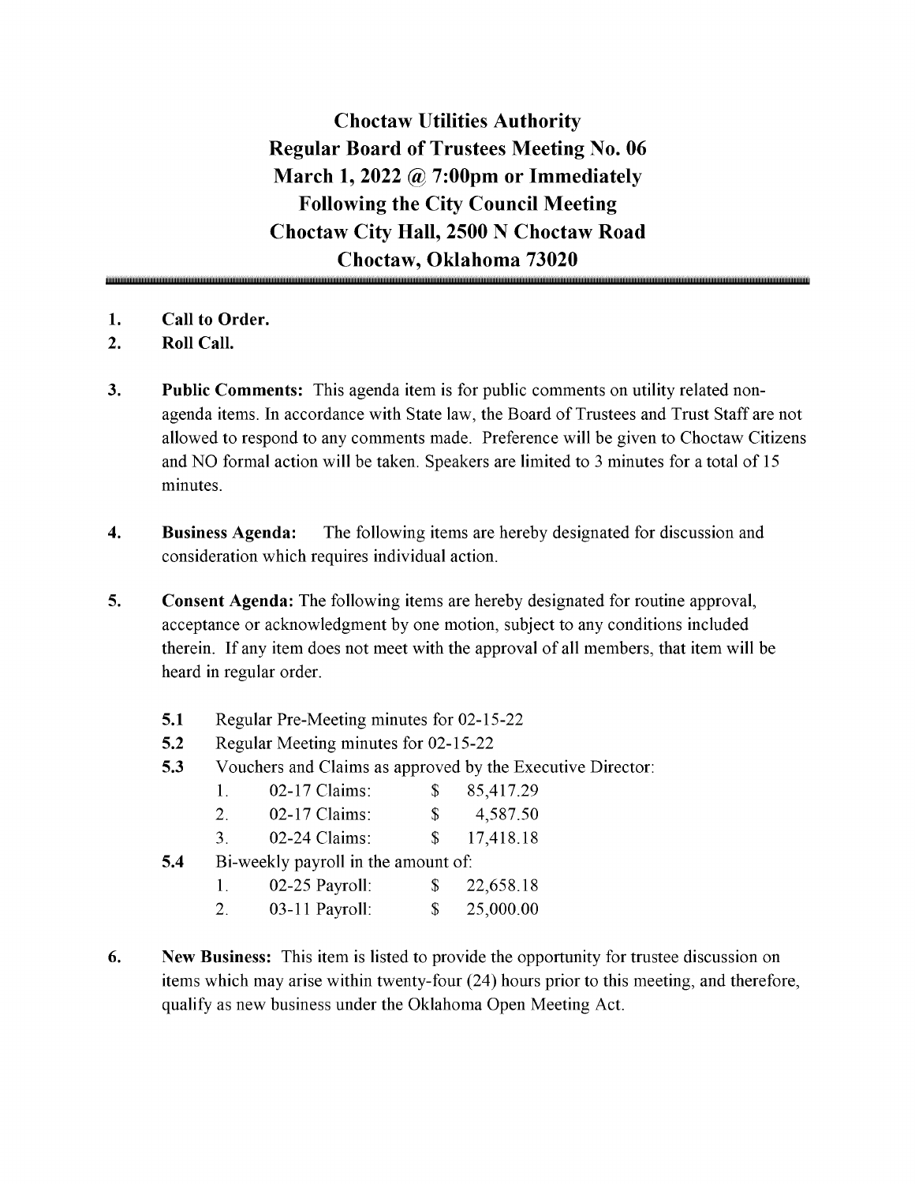# Choctaw Utilities Authority
# Regular Board of Trustees Meeting No. 06
# March 1, 2022 @ 7:00pm or Immediately Following the City Council Meeting
# Choctaw City Hall, 2500 N Choctaw Road
# Choctaw, Oklahoma 73020

1. **Call to Order.**
2. **Roll Call.**
3. **Public Comments:** This agenda item is for public comments on utility related non-agenda items. In accordance with State law, the Board of Trustees and Trust Staff are not allowed to respond to any comments made. Preference will be given to Choctaw Citizens and NO formal action will be taken. Speakers are limited to 3 minutes for a total of 15 minutes.
4. **Business Agenda:** The following items are hereby designated for discussion and consideration which requires individual action.
5. **Consent Agenda:** The following items are hereby designated for routine approval, acceptance or acknowledgment by one motion, subject to any conditions included therein. If any item does not meet with the approval of all members, that item will be heard in regular order.

   **5.1** Regular Pre-Meeting minutes for 02-15-22

   **5.2** Regular Meeting minutes for 02-15-22

   **5.3** Vouchers and Claims as approved by the Executive Director:

   | | | | |
   |---|---|---|---|
   | 1. | 02-17 Claims: | $ | 85,417.29 |
   | 2. | 02-17 Claims: | $ | 4,587.50 |
   | 3. | 02-24 Claims: | $ | 17,418.18 |

   **5.4** Bi-weekly payroll in the amount of:

   | | | | |
   |---|---|---|---|
   | 1. | 02-25 Payroll: | $ | 22,658.18 |
   | 2. | 03-11 Payroll: | $ | 25,000.00 |

6. **New Business:** This item is listed to provide the opportunity for trustee discussion on items which may arise within twenty-four (24) hours prior to this meeting, and therefore, qualify as new business under the Oklahoma Open Meeting Act.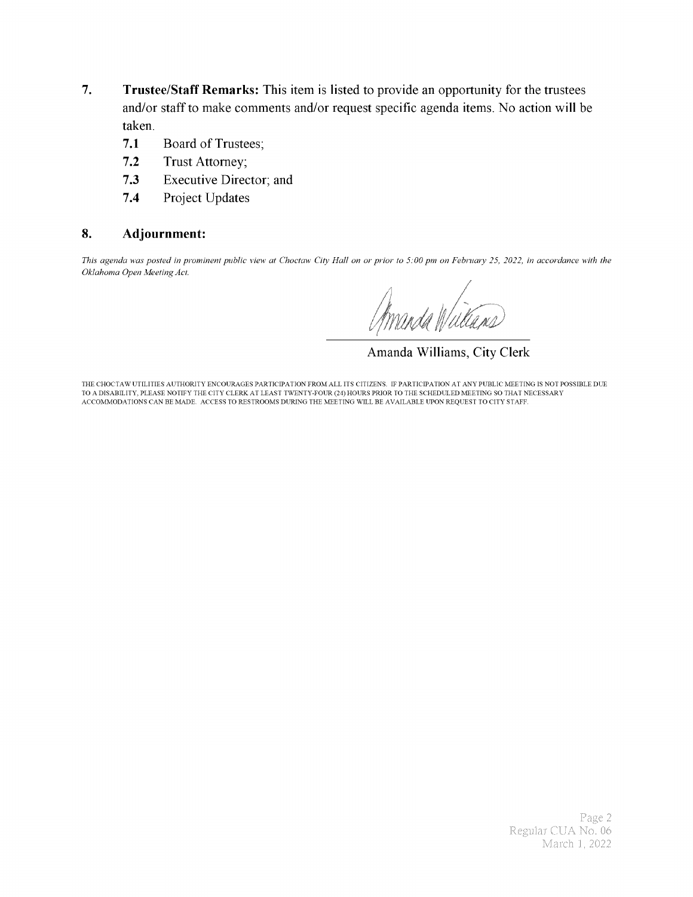**7. Trustee/Staff Remarks:** This item is listed to provide an opportunity for the trustees and/or staff to make comments and/or request specific agenda items. No action will be taken.

- **7.1** Board of Trustees;
- **7.2** Trust Attorney;
- **7.3** Executive Director; and
- **7.4** Project Updates

**8. Adjournment:**

*This agenda was posted in prominent public view at Choctaw City Hall on or prior to 5:00 pm on February 25, 2022, in accordance with the Oklahoma Open Meeting Act.*

Amanda Williams, City Clerk

THE CHOCTAW UTILITIES AUTHORITY ENCOURAGES PARTICIPATION FROM ALL ITS CITIZENS. IF PARTICIPATION AT ANY PUBLIC MEETING IS NOT POSSIBLE DUE TO A DISABILITY, PLEASE NOTIFY THE CITY CLERK AT LEAST TWENTY-FOUR (24) HOURS PRIOR TO THE SCHEDULED MEETING SO THAT NECESSARY ACCOMMODATIONS CAN BE MADE. ACCESS TO RESTROOMS DURING THE MEETING WILL BE AVAILABLE UPON REQUEST TO CITY STAFF.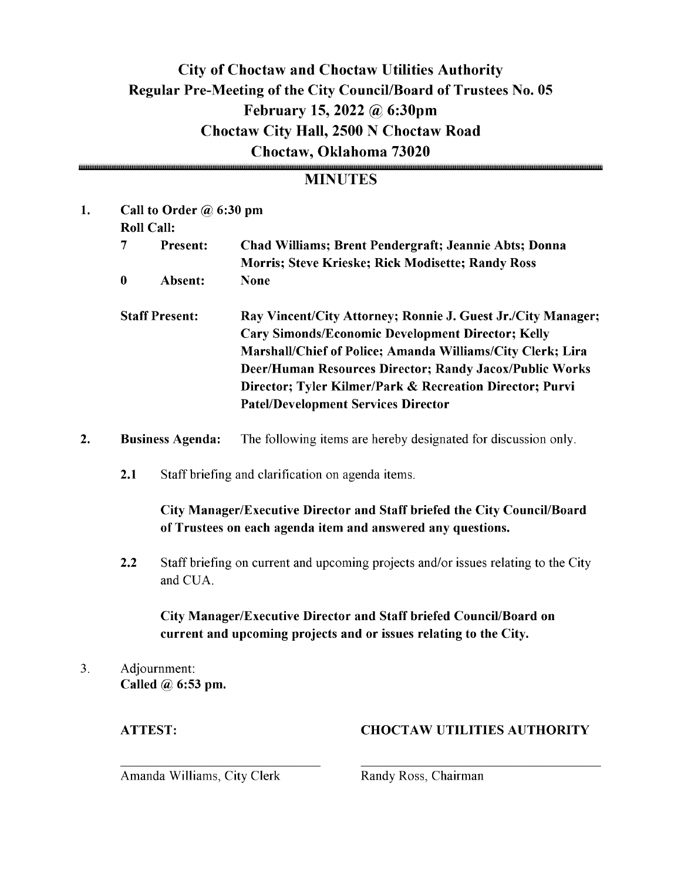# City of Choctaw and Choctaw Utilities Authority
## Regular Pre-Meeting of the City Council/Board of Trustees No. 05
## February 15, 2022 @ 6:30pm
## Choctaw City Hall, 2500 N Choctaw Road
## Choctaw, Oklahoma 73020

---

## MINUTES

1. **Call to Order @ 6:30 pm**

   **Roll Call:**

   | | | |
   |---|---|---|
   | **7** | **Present:** | **Chad Williams; Brent Pendergraft; Jeannie Abts; Donna Morris; Steve Krieske; Rick Modisette; Randy Ross** |
   | **0** | **Absent:** | **None** |

   **Staff Present:** **Ray Vincent/City Attorney; Ronnie J. Guest Jr./City Manager; Cary Simonds/Economic Development Director; Kelly Marshall/Chief of Police; Amanda Williams/City Clerk; Lira Deer/Human Resources Director; Randy Jacox/Public Works Director; Tyler Kilmer/Park & Recreation Director; Purvi Patel/Development Services Director**

2. **Business Agenda:** The following items are hereby designated for discussion only.

   **2.1** Staff briefing and clarification on agenda items.

   **City Manager/Executive Director and Staff briefed the City Council/Board of Trustees on each agenda item and answered any questions.**

   **2.2** Staff briefing on current and upcoming projects and/or issues relating to the City and CUA.

   **City Manager/Executive Director and Staff briefed Council/Board on current and upcoming projects and or issues relating to the City.**

3. Adjournment:
   **Called @ 6:53 pm.**

| **ATTEST:** | **CHOCTAW UTILITIES AUTHORITY** |
|---|---|
| \_\_\_\_\_\_\_\_\_\_\_\_\_\_\_\_\_\_\_\_\_\_\_\_\_\_\_\_ | \_\_\_\_\_\_\_\_\_\_\_\_\_\_\_\_\_\_\_\_\_\_\_\_\_\_\_\_ |
| Amanda Williams, City Clerk | Randy Ross, Chairman |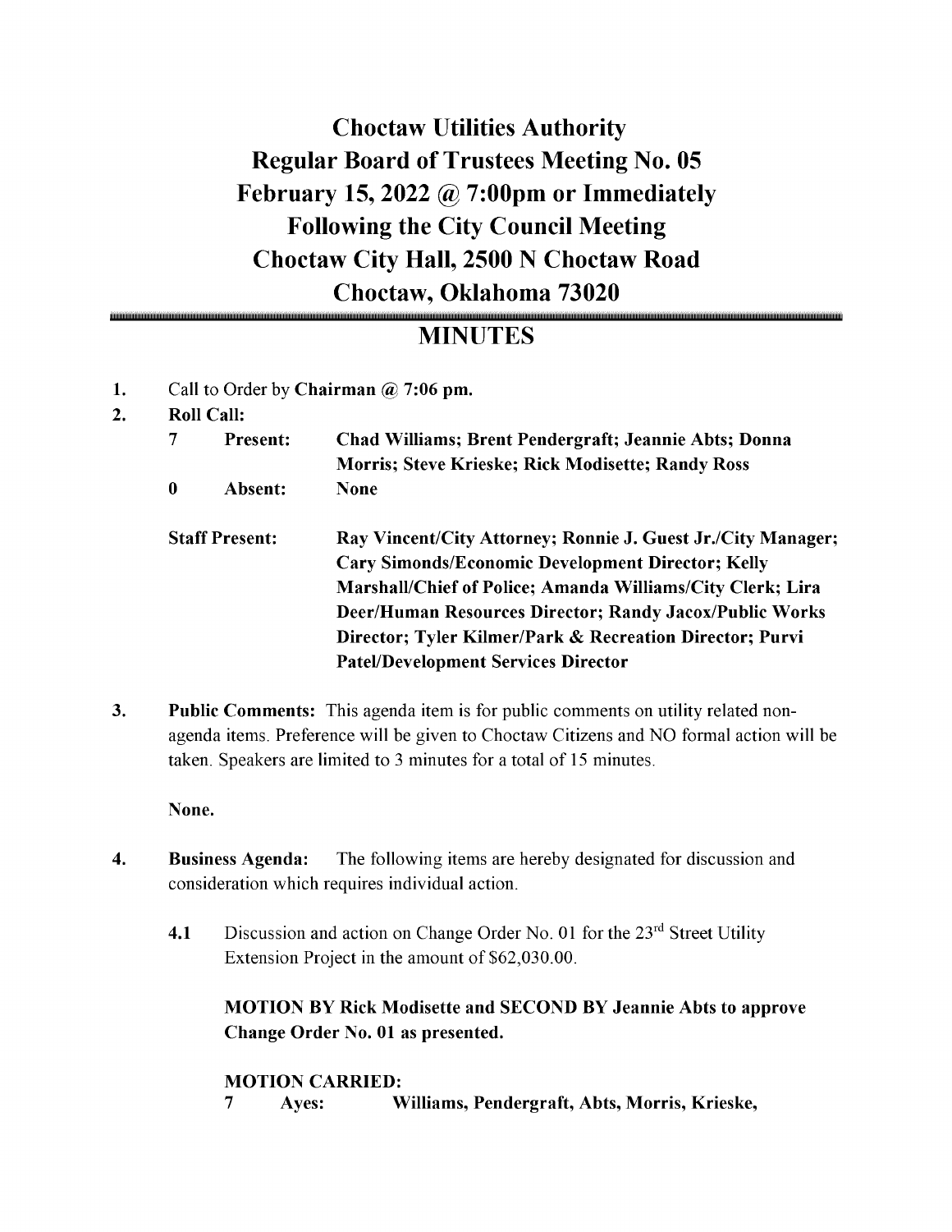# Choctaw Utilities Authority
# Regular Board of Trustees Meeting No. 05
# February 15, 2022 @ 7:00pm or Immediately Following the City Council Meeting
# Choctaw City Hall, 2500 N Choctaw Road
# Choctaw, Oklahoma 73020

## MINUTES

1. Call to Order by **Chairman @ 7:06 pm.**
2. **Roll Call:**

   **7 Present:** **Chad Williams; Brent Pendergraft; Jeannie Abts; Donna Morris; Steve Krieske; Rick Modisette; Randy Ross**

   **0 Absent:** **None**

   **Staff Present:** **Ray Vincent/City Attorney; Ronnie J. Guest Jr./City Manager; Cary Simonds/Economic Development Director; Kelly Marshall/Chief of Police; Amanda Williams/City Clerk; Lira Deer/Human Resources Director; Randy Jacox/Public Works Director; Tyler Kilmer/Park & Recreation Director; Purvi Patel/Development Services Director**

3. **Public Comments:** This agenda item is for public comments on utility related non-agenda items. Preference will be given to Choctaw Citizens and NO formal action will be taken. Speakers are limited to 3 minutes for a total of 15 minutes.

   **None.**

4. **Business Agenda:** The following items are hereby designated for discussion and consideration which requires individual action.

   **4.1** Discussion and action on Change Order No. 01 for the 23rd Street Utility Extension Project in the amount of $62,030.00.

   **MOTION BY Rick Modisette and SECOND BY Jeannie Abts to approve Change Order No. 01 as presented.**

   **MOTION CARRIED:**
   **7 Ayes: Williams, Pendergraft, Abts, Morris, Krieske,**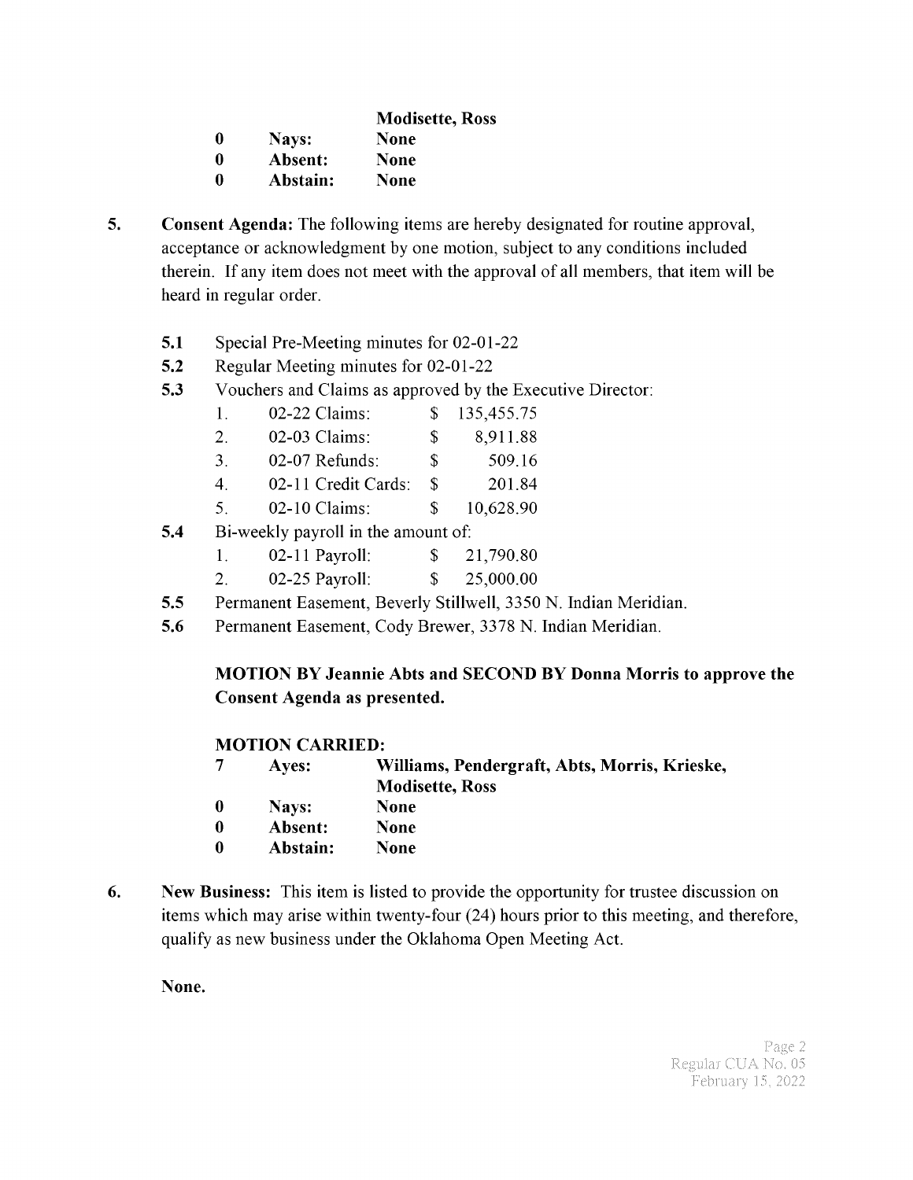| | | |
|---|---|---|
| | | **Modisette, Ross** |
| **0** | **Nays:** | **None** |
| **0** | **Absent:** | **None** |
| **0** | **Abstain:** | **None** |

**5.** **Consent Agenda:** The following items are hereby designated for routine approval, acceptance or acknowledgment by one motion, subject to any conditions included therein. If any item does not meet with the approval of all members, that item will be heard in regular order.

**5.1** Special Pre-Meeting minutes for 02-01-22

**5.2** Regular Meeting minutes for 02-01-22

**5.3** Vouchers and Claims as approved by the Executive Director:

| | | | |
|---|---|---|---|
| 1. | 02-22 Claims: | $ | 135,455.75 |
| 2. | 02-03 Claims: | $ | 8,911.88 |
| 3. | 02-07 Refunds: | $ | 509.16 |
| 4. | 02-11 Credit Cards: | $ | 201.84 |
| 5. | 02-10 Claims: | $ | 10,628.90 |

**5.4** Bi-weekly payroll in the amount of:

| | | | |
|---|---|---|---|
| 1. | 02-11 Payroll: | $ | 21,790.80 |
| 2. | 02-25 Payroll: | $ | 25,000.00 |

**5.5** Permanent Easement, Beverly Stillwell, 3350 N. Indian Meridian.

**5.6** Permanent Easement, Cody Brewer, 3378 N. Indian Meridian.

**MOTION BY Jeannie Abts and SECOND BY Donna Morris to approve the Consent Agenda as presented.**

**MOTION CARRIED:**

| | | |
|---|---|---|
| **7** | **Ayes:** | **Williams, Pendergraft, Abts, Morris, Krieske, Modisette, Ross** |
| **0** | **Nays:** | **None** |
| **0** | **Absent:** | **None** |
| **0** | **Abstain:** | **None** |

**6.** **New Business:** This item is listed to provide the opportunity for trustee discussion on items which may arise within twenty-four (24) hours prior to this meeting, and therefore, qualify as new business under the Oklahoma Open Meeting Act.

**None.**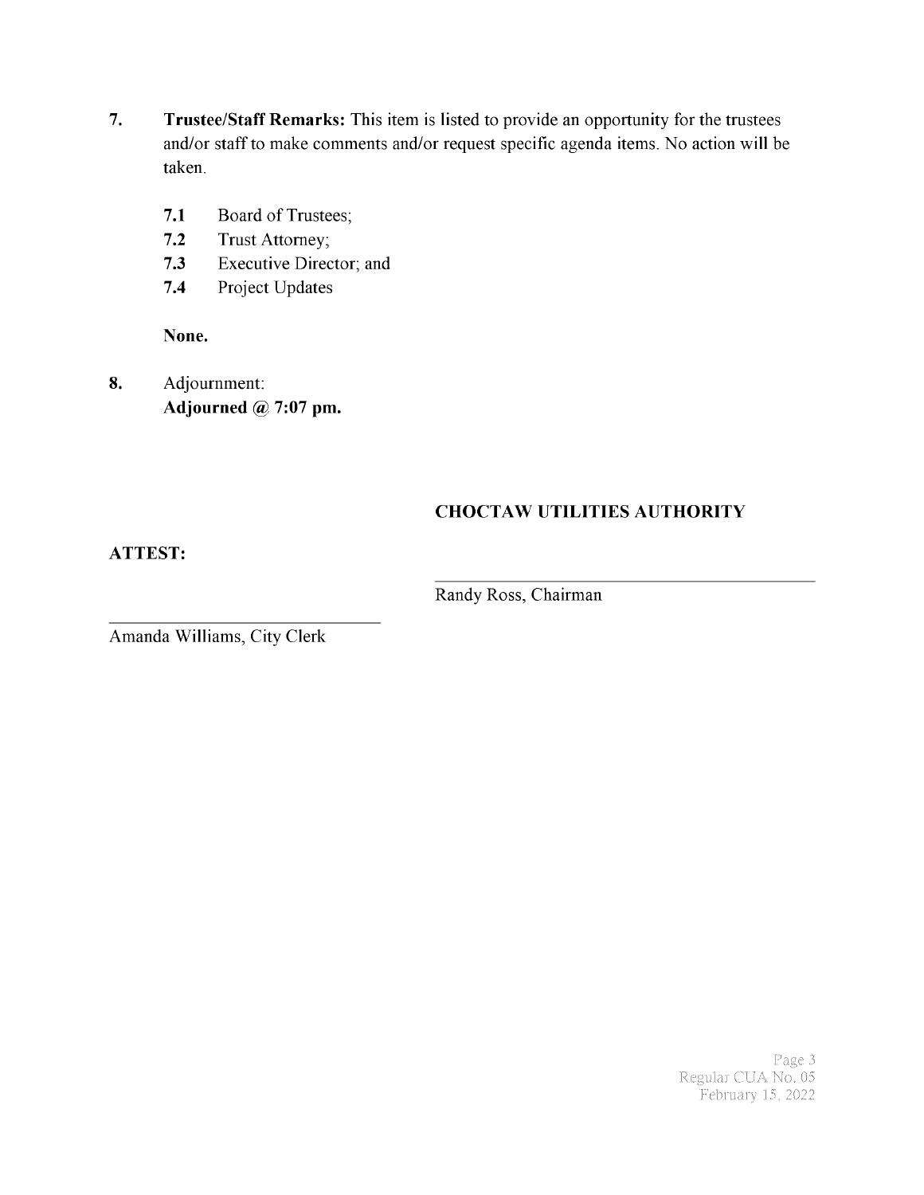**7.** **Trustee/Staff Remarks:** This item is listed to provide an opportunity for the trustees and/or staff to make comments and/or request specific agenda items. No action will be taken.

- **7.1** Board of Trustees;
- **7.2** Trust Attorney;
- **7.3** Executive Director; and
- **7.4** Project Updates

**None.**

**8.** Adjournment:
**Adjourned @ 7:07 pm.**

**CHOCTAW UTILITIES AUTHORITY**

**ATTEST:**

\_\_\_\_\_\_\_\_\_\_\_\_\_\_\_\_\_\_\_\_\_\_\_\_\_\_\_\_\_\_\_\_\_\_\_\_\_\_
Randy Ross, Chairman

\_\_\_\_\_\_\_\_\_\_\_\_\_\_\_\_\_\_\_\_\_\_\_\_\_\_\_\_\_\_\_\_
Amanda Williams, City Clerk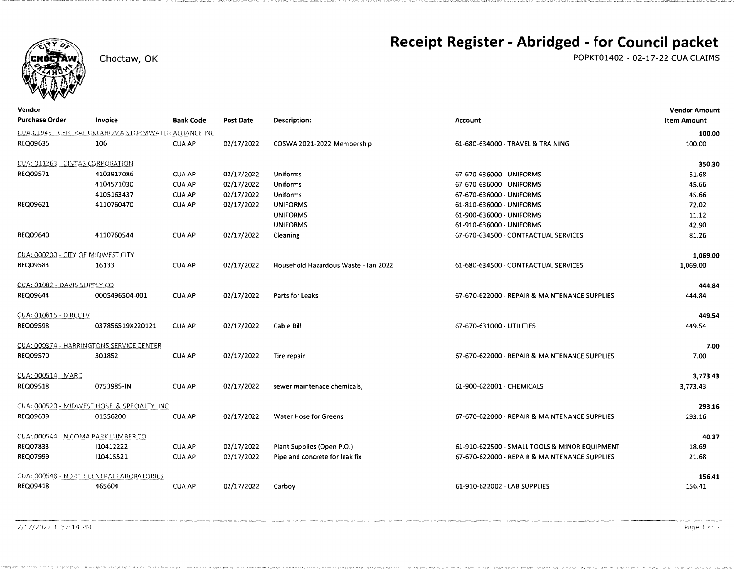# Receipt Register - Abridged - for Council packet

Choctaw, OK

POPKT01402 - 02-17-22 CUA CLAIMS

| Vendor / Purchase Order | Invoice | Bank Code | Post Date | Description: | Account | Vendor Amount / Item Amount |
|---|---|---|---|---|---|---|
| CUA:01945 - CENTRAL OKLAHOMA STORMWATER ALLIANCE INC | | | | | | **100.00** |
| REQ09635 | 106 | CUA AP | 02/17/2022 | COSWA 2021-2022 Membership | 61-680-634000 - TRAVEL & TRAINING | 100.00 |
| CUA: 011263 - CINTAS CORPORATION | | | | | | **350.30** |
| REQ09571 | 4103917086 | CUA AP | 02/17/2022 | Uniforms | 67-670-636000 - UNIFORMS | 51.68 |
| | 4104571030 | CUA AP | 02/17/2022 | Uniforms | 67-670-636000 - UNIFORMS | 45.66 |
| | 4105163437 | CUA AP | 02/17/2022 | Uniforms | 67-670-636000 - UNIFORMS | 45.66 |
| REQ09621 | 4110760470 | CUA AP | 02/17/2022 | UNIFORMS | 61-810-636000 - UNIFORMS | 72.02 |
| | | | | UNIFORMS | 61-900-636000 - UNIFORMS | 11.12 |
| | | | | UNIFORMS | 61-910-636000 - UNIFORMS | 42.90 |
| REQ09640 | 4110760544 | CUA AP | 02/17/2022 | Cleaning | 67-670-634500 - CONTRACTUAL SERVICES | 81.26 |
| CUA: 000200 - CITY OF MIDWEST CITY | | | | | | **1,069.00** |
| REQ09583 | 16133 | CUA AP | 02/17/2022 | Household Hazardous Waste - Jan 2022 | 61-680-634500 - CONTRACTUAL SERVICES | 1,069.00 |
| CUA: 01082 - DAVIS SUPPLY CO | | | | | | **444.84** |
| REQ09644 | 0005496504-001 | CUA AP | 02/17/2022 | Parts for Leaks | 67-670-622000 - REPAIR & MAINTENANCE SUPPLIES | 444.84 |
| CUA: 010815 - DIRECTV | | | | | | **449.54** |
| REQ09598 | 037856519X220121 | CUA AP | 02/17/2022 | Cable Bill | 67-670-631000 - UTILITIES | 449.54 |
| CUA: 000374 - HARRINGTONS SERVICE CENTER | | | | | | **7.00** |
| REQ09570 | 301852 | CUA AP | 02/17/2022 | Tire repair | 67-670-622000 - REPAIR & MAINTENANCE SUPPLIES | 7.00 |
| CUA: 000514 - MARC | | | | | | **3,773.43** |
| REQ09518 | 0753985-IN | CUA AP | 02/17/2022 | sewer maintenace chemicals, | 61-900-622001 - CHEMICALS | 3,773.43 |
| CUA: 000520 - MIDWEST HOSE & SPECIALTY INC | | | | | | **293.16** |
| REQ09639 | 01556200 | CUA AP | 02/17/2022 | Water Hose for Greens | 67-670-622000 - REPAIR & MAINTENANCE SUPPLIES | 293.16 |
| CUA: 000544 - NICOMA PARK LUMBER CO | | | | | | **40.37** |
| REQ07833 | I10412222 | CUA AP | 02/17/2022 | Plant Supplies (Open P.O.) | 61-910-622500 - SMALL TOOLS & MINOR EQUIPMENT | 18.69 |
| REQ07999 | I10415521 | CUA AP | 02/17/2022 | Pipe and concrete for leak fix | 67-670-622000 - REPAIR & MAINTENANCE SUPPLIES | 21.68 |
| CUA: 000548 - NORTH CENTRAL LABORATORIES | | | | | | **156.41** |
| REQ09418 | 465604 | CUA AP | 02/17/2022 | Carboy | 61-910-622002 - LAB SUPPLIES | 156.41 |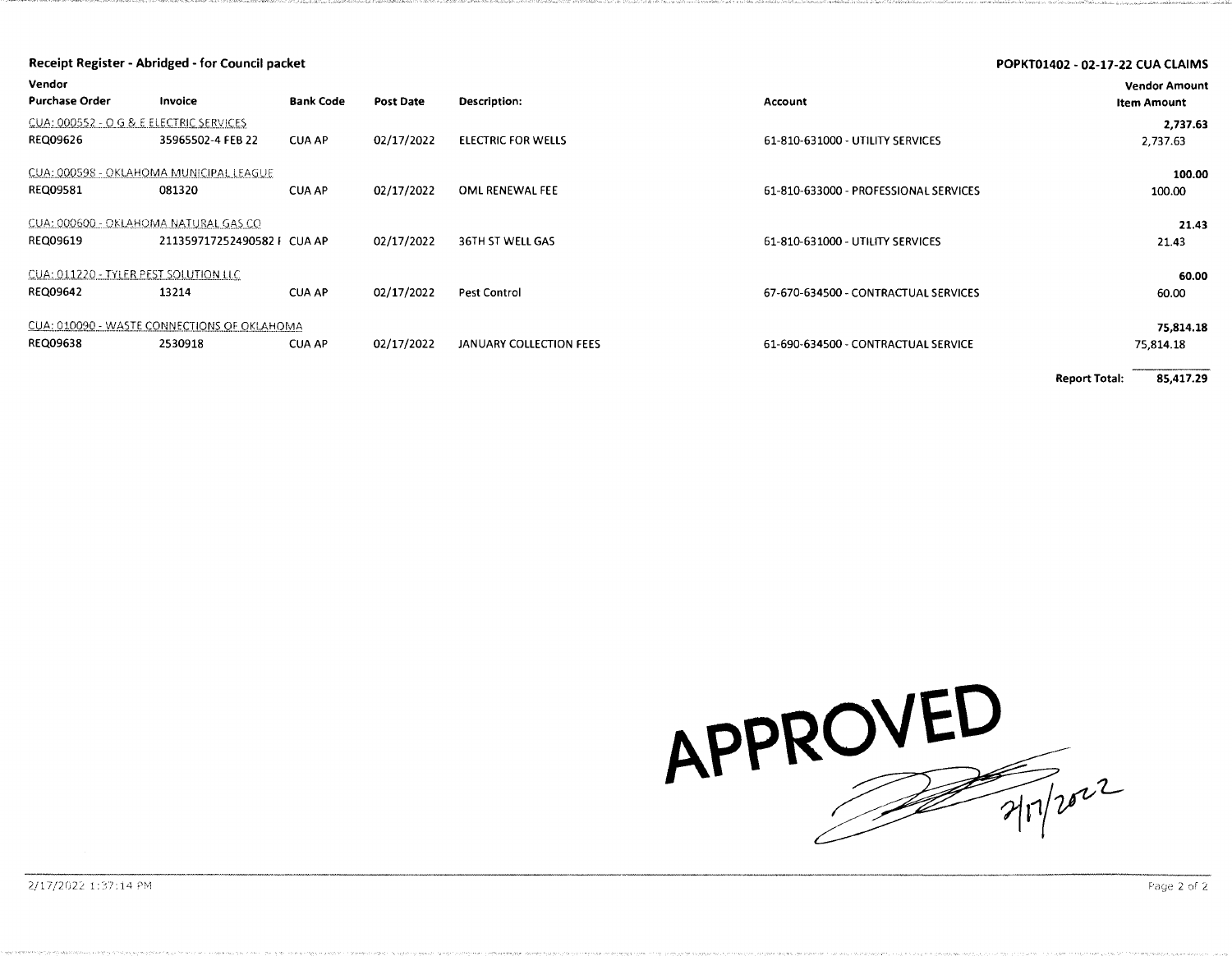**Receipt Register - Abridged - for Council packet**

**POPKT01402 - 02-17-22 CUA CLAIMS**

| Vendor<br>Purchase Order | Invoice | Bank Code | Post Date | Description: | Account | Vendor Amount<br>Item Amount |
|---|---|---|---|---|---|---|
| CUA: 000552 - O G & E ELECTRIC SERVICES | | | | | | **2,737.63** |
| REQ09626 | 35965502-4 FEB 22 | CUA AP | 02/17/2022 | ELECTRIC FOR WELLS | 61-810-631000 - UTILITY SERVICES | 2,737.63 |
| CUA: 000598 - OKLAHOMA MUNICIPAL LEAGUE | | | | | | **100.00** |
| REQ09581 | 081320 | CUA AP | 02/17/2022 | OML RENEWAL FEE | 61-810-633000 - PROFESSIONAL SERVICES | 100.00 |
| CUA: 000600 - OKLAHOMA NATURAL GAS CO | | | | | | **21.43** |
| REQ09619 | 211359717252490582 I | CUA AP | 02/17/2022 | 36TH ST WELL GAS | 61-810-631000 - UTILITY SERVICES | 21.43 |
| CUA: 011220 - TYLER PEST SOLUTION LLC | | | | | | **60.00** |
| REQ09642 | 13214 | CUA AP | 02/17/2022 | Pest Control | 67-670-634500 - CONTRACTUAL SERVICES | 60.00 |
| CUA: 010090 - WASTE CONNECTIONS OF OKLAHOMA | | | | | | **75,814.18** |
| REQ09638 | 2530918 | CUA AP | 02/17/2022 | JANUARY COLLECTION FEES | 61-690-634500 - CONTRACTUAL SERVICE | 75,814.18 |
| | | | | | **Report Total:** | **85,417.29** |

APPROVED

2/17/2022

2/17/2022 1:37:14 PM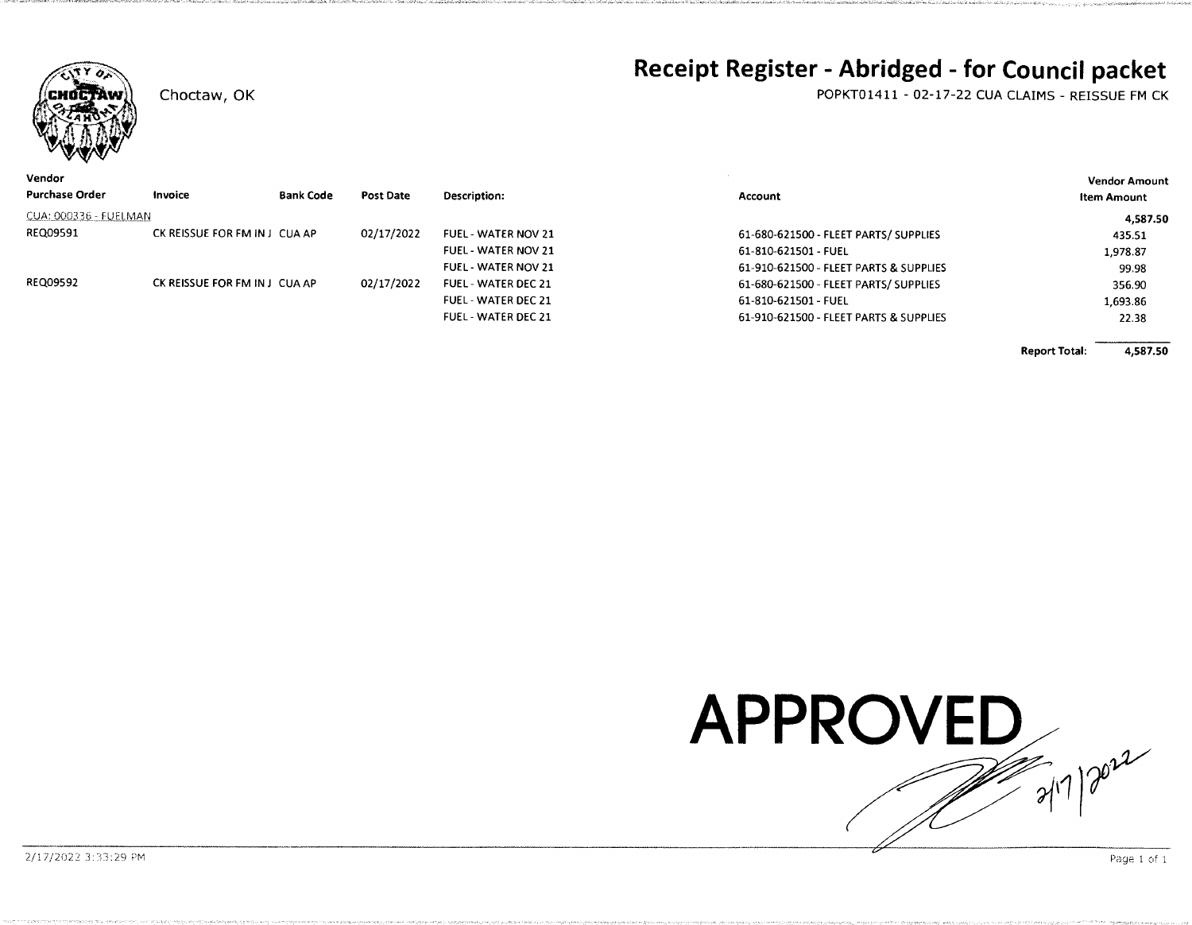Choctaw, OK

# Receipt Register - Abridged - for Council packet

POPKT01411 - 02-17-22 CUA CLAIMS - REISSUE FM CK

| Vendor / Purchase Order | Invoice | Bank Code | Post Date | Description: | Account | Vendor Amount / Item Amount |
|---|---|---|---|---|---|---|
| CUA: 000336 - FUELMAN | | | | | | 4,587.50 |
| REQ09591 | CK REISSUE FOR FM IN J | CUA AP | 02/17/2022 | FUEL - WATER NOV 21 | 61-680-621500 - FLEET PARTS/ SUPPLIES | 435.51 |
| | | | | FUEL - WATER NOV 21 | 61-810-621501 - FUEL | 1,978.87 |
| | | | | FUEL - WATER NOV 21 | 61-910-621500 - FLEET PARTS & SUPPLIES | 99.98 |
| REQ09592 | CK REISSUE FOR FM IN J | CUA AP | 02/17/2022 | FUEL - WATER DEC 21 | 61-680-621500 - FLEET PARTS/ SUPPLIES | 356.90 |
| | | | | FUEL - WATER DEC 21 | 61-810-621501 - FUEL | 1,693.86 |
| | | | | FUEL - WATER DEC 21 | 61-910-621500 - FLEET PARTS & SUPPLIES | 22.38 |
| | | | | | **Report Total:** | **4,587.50** |

**APPROVED**

2/17/2022

2/17/2022 3:33:29 PM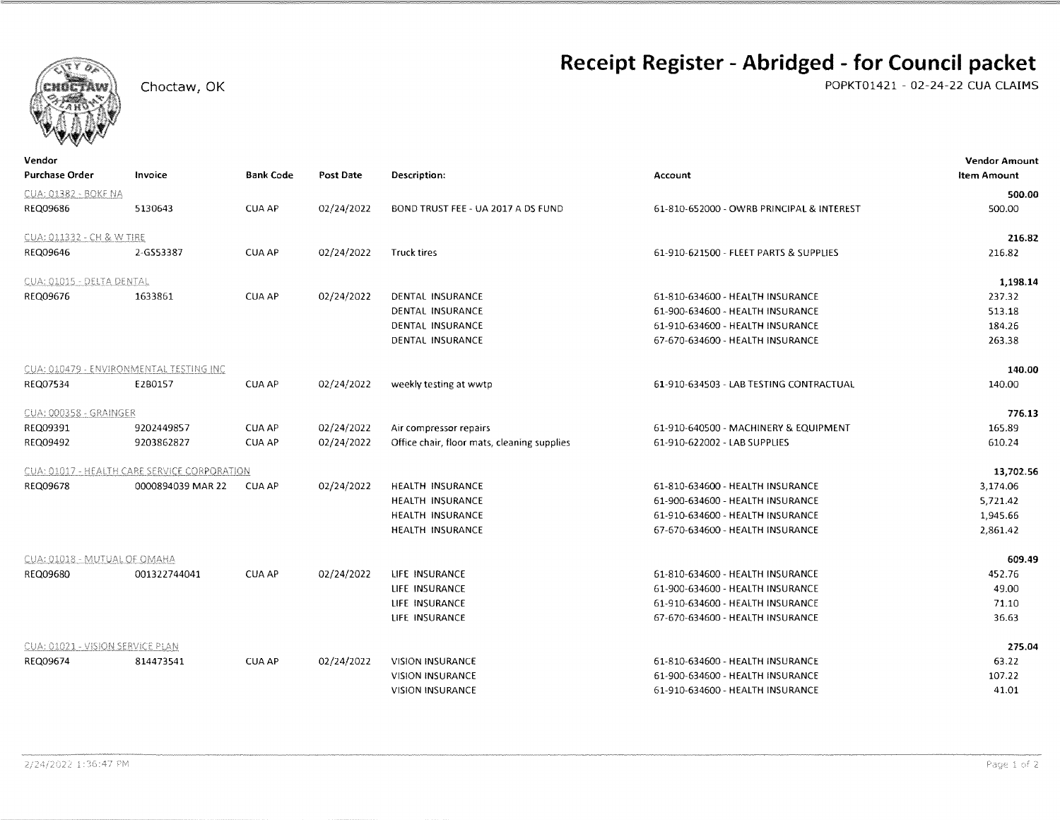Choctaw, OK

# Receipt Register - Abridged - for Council packet

POPKT01421 - 02-24-22 CUA CLAIMS

| Vendor Purchase Order | Invoice | Bank Code | Post Date | Description: | Account | Vendor Amount Item Amount |
|---|---|---|---|---|---|---|
| CUA: 01382 - BOKF NA | | | | | | 500.00 |
| REQ09686 | 5130643 | CUA AP | 02/24/2022 | BOND TRUST FEE - UA 2017 A DS FUND | 61-810-652000 - OWRB PRINCIPAL & INTEREST | 500.00 |
| CUA: 011332 - CH & W TIRE | | | | | | 216.82 |
| REQ09646 | 2-GS53387 | CUA AP | 02/24/2022 | Truck tires | 61-910-621500 - FLEET PARTS & SUPPLIES | 216.82 |
| CUA: 01015 - DELTA DENTAL | | | | | | 1,198.14 |
| REQ09676 | 1633861 | CUA AP | 02/24/2022 | DENTAL INSURANCE | 61-810-634600 - HEALTH INSURANCE | 237.32 |
| | | | | DENTAL INSURANCE | 61-900-634600 - HEALTH INSURANCE | 513.18 |
| | | | | DENTAL INSURANCE | 61-910-634600 - HEALTH INSURANCE | 184.26 |
| | | | | DENTAL INSURANCE | 67-670-634600 - HEALTH INSURANCE | 263.38 |
| CUA: 010479 - ENVIRONMENTAL TESTING INC | | | | | | 140.00 |
| REQ07534 | E2B0157 | CUA AP | 02/24/2022 | weekly testing at wwtp | 61-910-634503 - LAB TESTING CONTRACTUAL | 140.00 |
| CUA: 000358 - GRAINGER | | | | | | 776.13 |
| REQ09391 | 9202449857 | CUA AP | 02/24/2022 | Air compressor repairs | 61-910-640500 - MACHINERY & EQUIPMENT | 165.89 |
| REQ09492 | 9203862827 | CUA AP | 02/24/2022 | Office chair, floor mats, cleaning supplies | 61-910-622002 - LAB SUPPLIES | 610.24 |
| CUA: 01017 - HEALTH CARE SERVICE CORPORATION | | | | | | 13,702.56 |
| REQ09678 | 0000894039 MAR 22 | CUA AP | 02/24/2022 | HEALTH INSURANCE | 61-810-634600 - HEALTH INSURANCE | 3,174.06 |
| | | | | HEALTH INSURANCE | 61-900-634600 - HEALTH INSURANCE | 5,721.42 |
| | | | | HEALTH INSURANCE | 61-910-634600 - HEALTH INSURANCE | 1,945.66 |
| | | | | HEALTH INSURANCE | 67-670-634600 - HEALTH INSURANCE | 2,861.42 |
| CUA: 01018 - MUTUAL OF OMAHA | | | | | | 609.49 |
| REQ09680 | 001322744041 | CUA AP | 02/24/2022 | LIFE INSURANCE | 61-810-634600 - HEALTH INSURANCE | 452.76 |
| | | | | LIFE INSURANCE | 61-900-634600 - HEALTH INSURANCE | 49.00 |
| | | | | LIFE INSURANCE | 61-910-634600 - HEALTH INSURANCE | 71.10 |
| | | | | LIFE INSURANCE | 67-670-634600 - HEALTH INSURANCE | 36.63 |
| CUA: 01021 - VISION SERVICE PLAN | | | | | | 275.04 |
| REQ09674 | 814473541 | CUA AP | 02/24/2022 | VISION INSURANCE | 61-810-634600 - HEALTH INSURANCE | 63.22 |
| | | | | VISION INSURANCE | 61-900-634600 - HEALTH INSURANCE | 107.22 |
| | | | | VISION INSURANCE | 61-910-634600 - HEALTH INSURANCE | 41.01 |

2/24/2022 1:36:47 PM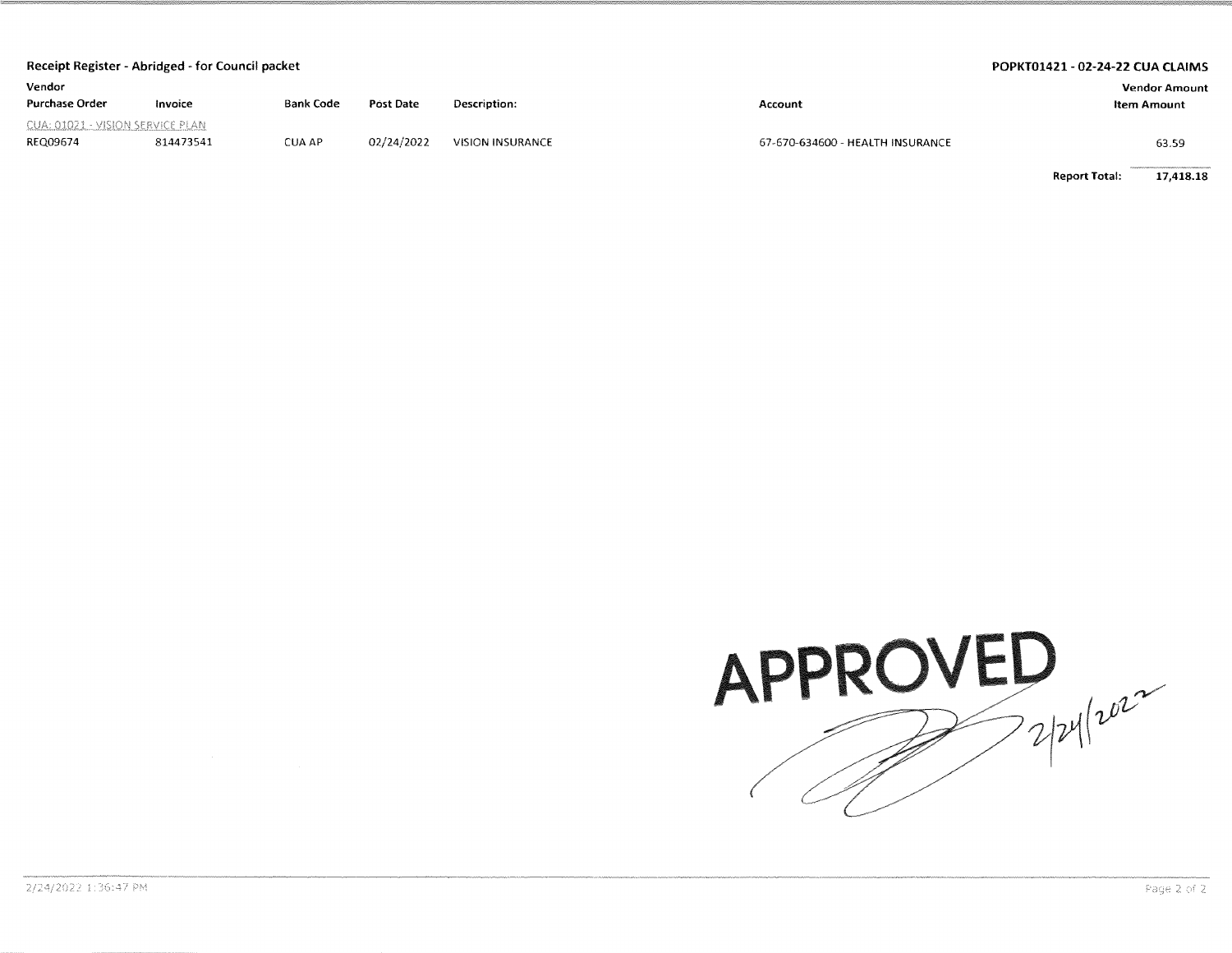**Receipt Register - Abridged - for Council packet**

**POPKT01421 - 02-24-22 CUA CLAIMS**

| Vendor<br>Purchase Order | Invoice | Bank Code | Post Date | Description: | Account | Vendor Amount<br>Item Amount |
|---|---|---|---|---|---|---|
| CUA: 01021 - VISION SERVICE PLAN | | | | | | |
| REQ09674 | 814473541 | CUA AP | 02/24/2022 | VISION INSURANCE | 67-670-634600 - HEALTH INSURANCE | 63.59 |
| | | | | | **Report Total:** | **17,418.18** |

**APPROVED** 2/24/2022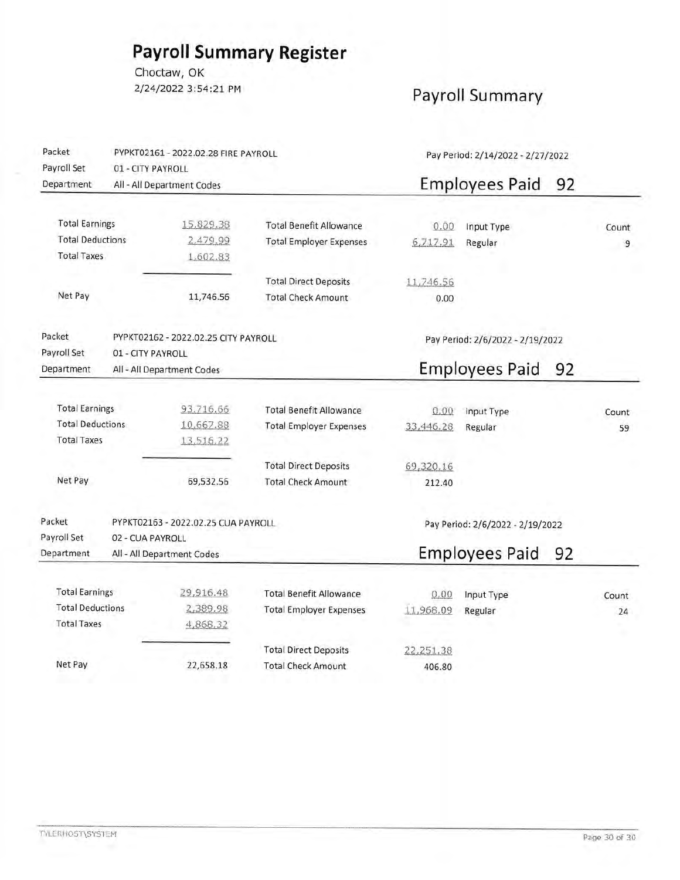# Payroll Summary Register

Choctaw, OK

2/24/2022 3:54:21 PM

## Payroll Summary

Packet: PYPKT02161 - 2022.02.28 FIRE PAYROLL

Payroll Set: 01 - CITY PAYROLL

Department: All - All Department Codes

Pay Period: 2/14/2022 - 2/27/2022

**Employees Paid 92**

| | | | | | |
|---|---|---|---|---|---|
| Total Earnings | 15,829.38 | Total Benefit Allowance | 0.00 | Input Type | Count |
| Total Deductions | 2,479.99 | Total Employer Expenses | 6,717.91 | Regular | 9 |
| Total Taxes | 1,602.83 | | | | |
| | | Total Direct Deposits | 11,746.56 | | |
| Net Pay | 11,746.56 | Total Check Amount | 0.00 | | |

Packet: PYPKT02162 - 2022.02.25 CITY PAYROLL

Payroll Set: 01 - CITY PAYROLL

Department: All - All Department Codes

Pay Period: 2/6/2022 - 2/19/2022

**Employees Paid 92**

| | | | | | |
|---|---|---|---|---|---|
| Total Earnings | 93,716.66 | Total Benefit Allowance | 0.00 | Input Type | Count |
| Total Deductions | 10,667.88 | Total Employer Expenses | 33,446.28 | Regular | 59 |
| Total Taxes | 13,516.22 | | | | |
| | | Total Direct Deposits | 69,320.16 | | |
| Net Pay | 69,532.56 | Total Check Amount | 212.40 | | |

Packet: PYPKT02163 - 2022.02.25 CUA PAYROLL

Payroll Set: 02 - CUA PAYROLL

Department: All - All Department Codes

Pay Period: 2/6/2022 - 2/19/2022

**Employees Paid 92**

| | | | | | |
|---|---|---|---|---|---|
| Total Earnings | 29,916.48 | Total Benefit Allowance | 0.00 | Input Type | Count |
| Total Deductions | 2,389.98 | Total Employer Expenses | 11,968.09 | Regular | 24 |
| Total Taxes | 4,868.32 | | | | |
| | | Total Direct Deposits | 22,251.38 | | |
| Net Pay | 22,658.18 | Total Check Amount | 406.80 | | |

TYLERHOST\SYSTEM